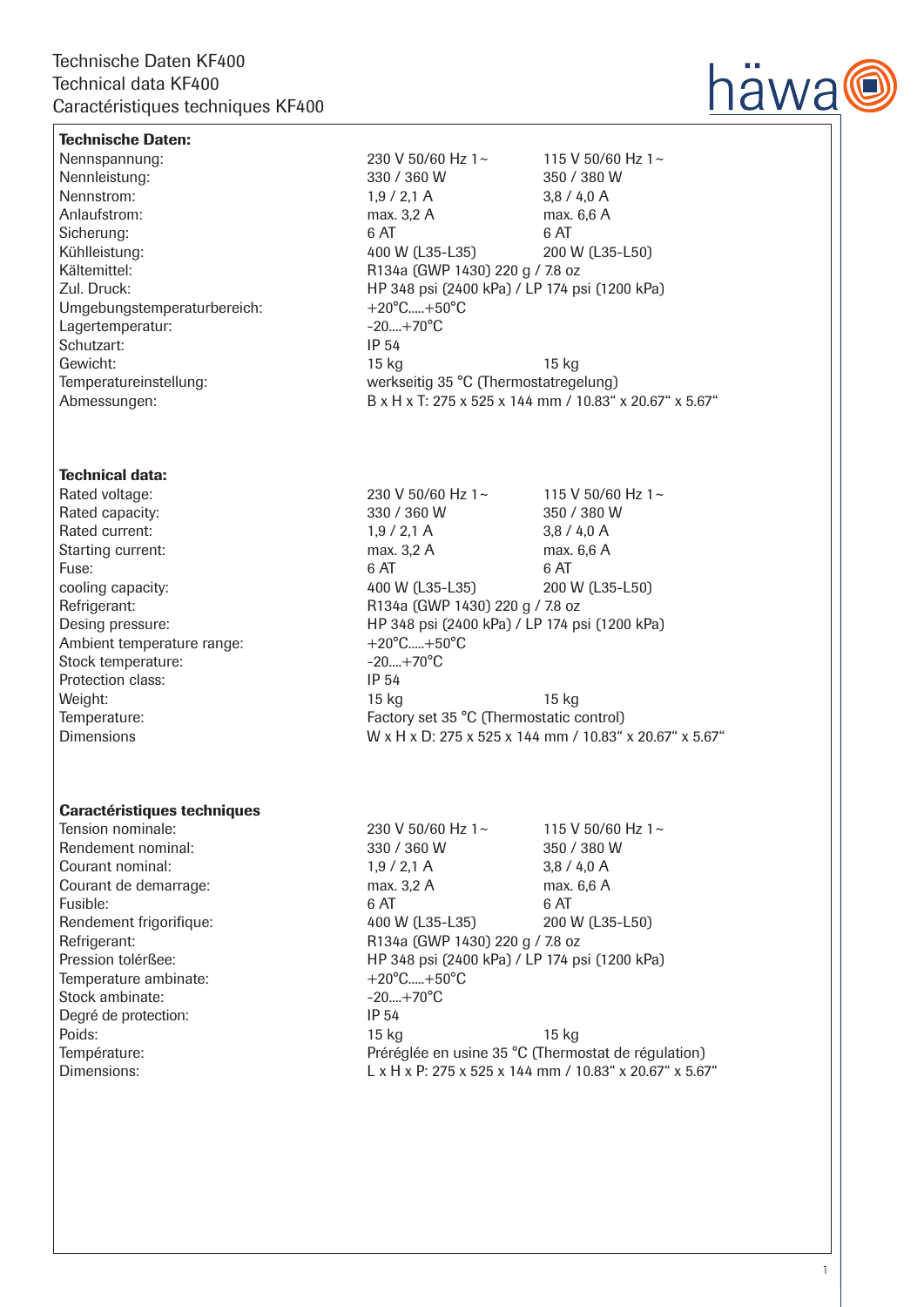Technische Daten KF400
Technical data KF400
Caractéristiques techniques KF400

häwa

**Technische Daten:**

| | | |
|---|---|---|
| Nennspannung: | 230 V 50/60 Hz 1~ | 115 V 50/60 Hz 1~ |
| Nennleistung: | 330 / 360 W | 350 / 380 W |
| Nennstrom: | 1,9 / 2,1 A | 3,8 / 4,0 A |
| Anlaufstrom: | max. 3,2 A | max. 6,6 A |
| Sicherung: | 6 AT | 6 AT |
| Kühlleistung: | 400 W (L35-L35) | 200 W (L35-L50) |
| Kältemittel: | R134a (GWP 1430) 220 g / 7.8 oz | |
| Zul. Druck: | HP 348 psi (2400 kPa) / LP 174 psi (1200 kPa) | |
| Umgebungstemperaturbereich: | +20°C.....+50°C | |
| Lagertemperatur: | -20....+70°C | |
| Schutzart: | IP 54 | |
| Gewicht: | 15 kg | 15 kg |
| Temperatureinstellung: | werkseitig 35 °C (Thermostatregelung) | |
| Abmessungen: | B x H x T: 275 x 525 x 144 mm / 10.83" x 20.67" x 5.67" | |

**Technical data:**

| | | |
|---|---|---|
| Rated voltage: | 230 V 50/60 Hz 1~ | 115 V 50/60 Hz 1~ |
| Rated capacity: | 330 / 360 W | 350 / 380 W |
| Rated current: | 1,9 / 2,1 A | 3,8 / 4,0 A |
| Starting current: | max. 3,2 A | max. 6,6 A |
| Fuse: | 6 AT | 6 AT |
| cooling capacity: | 400 W (L35-L35) | 200 W (L35-L50) |
| Refrigerant: | R134a (GWP 1430) 220 g / 7.8 oz | |
| Desing pressure: | HP 348 psi (2400 kPa) / LP 174 psi (1200 kPa) | |
| Ambient temperature range: | +20°C.....+50°C | |
| Stock temperature: | -20....+70°C | |
| Protection class: | IP 54 | |
| Weight: | 15 kg | 15 kg |
| Temperature: | Factory set 35 °C (Thermostatic control) | |
| Dimensions | W x H x D: 275 x 525 x 144 mm / 10.83" x 20.67" x 5.67" | |

**Caractéristiques techniques**

| | | |
|---|---|---|
| Tension nominale: | 230 V 50/60 Hz 1~ | 115 V 50/60 Hz 1~ |
| Rendement nominal: | 330 / 360 W | 350 / 380 W |
| Courant nominal: | 1,9 / 2,1 A | 3,8 / 4,0 A |
| Courant de demarrage: | max. 3,2 A | max. 6,6 A |
| Fusible: | 6 AT | 6 AT |
| Rendement frigorifique: | 400 W (L35-L35) | 200 W (L35-L50) |
| Refrigerant: | R134a (GWP 1430) 220 g / 7.8 oz | |
| Pression tolérßee: | HP 348 psi (2400 kPa) / LP 174 psi (1200 kPa) | |
| Temperature ambinate: | +20°C.....+50°C | |
| Stock ambinate: | -20....+70°C | |
| Degré de protection: | IP 54 | |
| Poids: | 15 kg | 15 kg |
| Température: | Préréglée en usine 35 °C (Thermostat de régulation) | |
| Dimensions: | L x H x P: 275 x 525 x 144 mm / 10.83" x 20.67" x 5.67" | |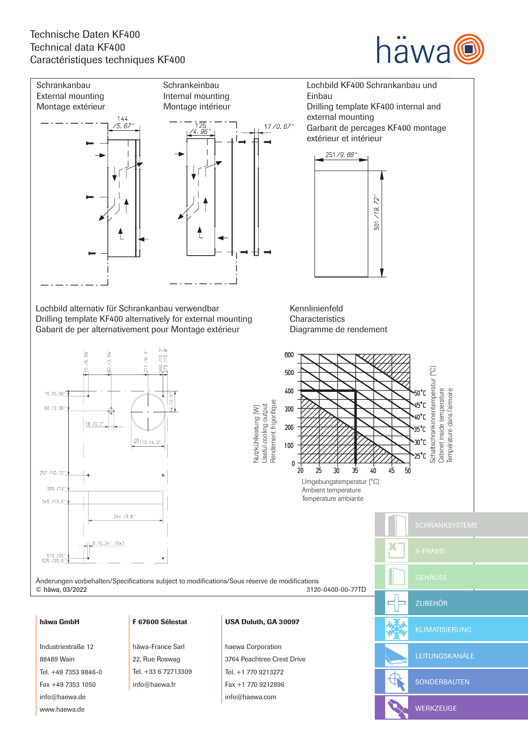# Technische Daten KF400
# Technical data KF400
# Caractéristiques techniques KF400

häwa

Schrankanbau
External mounting
Montage extérieur

144
/5.67"

Schrankeinbau
Internal mounting
Montage intérieur

126
/4.96"

17 /0.67"

Lochbild KF400 Schrankanbau und Einbau
Drilling template KF400 internal and external mounting
Garbarit de percages KF400 montage extérieur et intérieur

251 /9.88"

501 /19.72"

Lochbild alternativ für Schrankanbau verwendbar
Drilling template KF400 alternatively for external mounting
Gabarit de per alternativement pour Montage extérieur

15 /0.59"
90 /3.54"
211 /8.3"
260 /10.2"
275 /10.8"
15 /0.59"
60 /2.36"
64 /2.5"
18 /0.7"
Ø110 /4.3"
257 /10.12"
305 /12"
345 /13.6"
244 /9.6"
6 /0.24" (6x)
510 /20"
525 /20.6"

Kennlinienfeld
Characteristics
Diagramme de rendement

Nutzkühlleistung [W]
Useful cooling output
Rendement frigorifique

600
500
400
300
200
100
0

20 25 30 35 40 45 50

Umgebungstemperatur [°C]
Ambient temperature
Température ambiante

50°C
45°C
40°C
35°C
30°C
25°C

Schaltschrankinnentemperatur [°C]
Cabinet inside temperature
Température dans l'armoire

Änderungen vorbehalten/Specifications subject to modifications/Sous réserve de modifications
© häwa, 03/2022

3120-0400-00-77TD

SCHRANKSYSTEME
X-FRAME
GEHÄUSE
ZUBEHÖR
KLIMATISIERUNG
LEITUNGSKANÄLE
SONDERBAUTEN
WERKZEUGE

**häwa GmbH**

Industriestraße 12
88489 Wain
Tel. +49 7353 9846-0
Fax +49 7353 1050
info@haewa.de
www.haewa.de

**F 67600 Sélestat**

häwa-France Sarl
22, Rue Roswag
Tel. +33 6 72713309
info@haewa.fr

**USA Duluth, GA 30097**

haewa Corporation
3764 Peachtree Crest Drive
Tel. +1 770 9213272
Fax +1 770 9212896
info@haewa.com